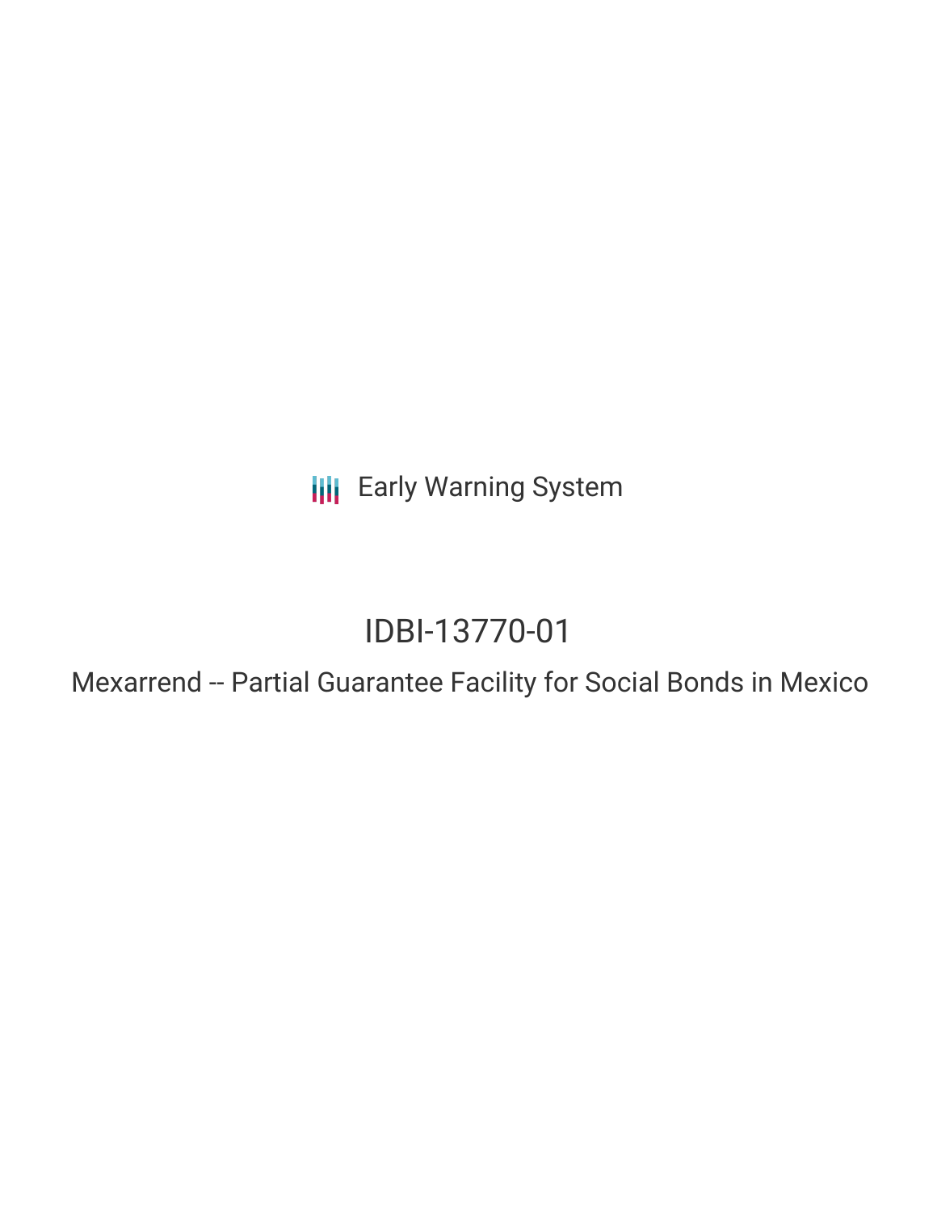Early Warning System

# IDBI-13770-01

## Mexarrend -- Partial Guarantee Facility for Social Bonds in Mexico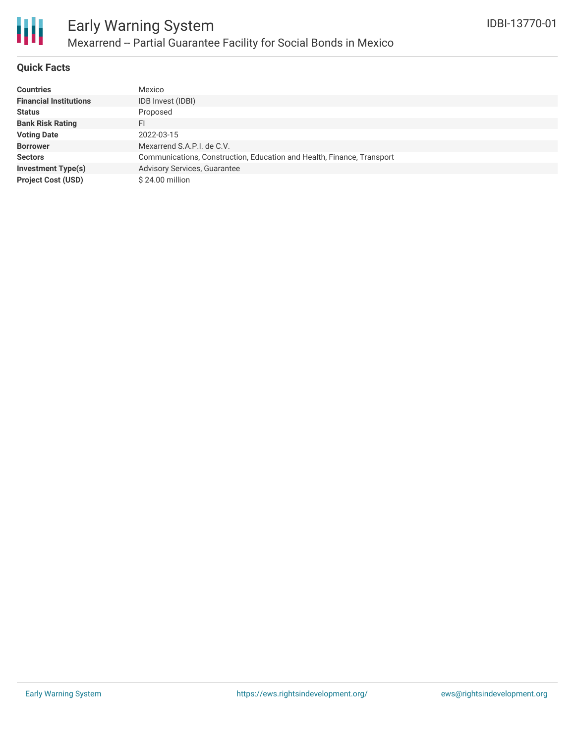## Quick Facts

| | |
|---|---|
| **Countries** | Mexico |
| **Financial Institutions** | IDB Invest (IDBI) |
| **Status** | Proposed |
| **Bank Risk Rating** | FI |
| **Voting Date** | 2022-03-15 |
| **Borrower** | Mexarrend S.A.P.I. de C.V. |
| **Sectors** | Communications, Construction, Education and Health, Finance, Transport |
| **Investment Type(s)** | Advisory Services, Guarantee |
| **Project Cost (USD)** | $ 24.00 million |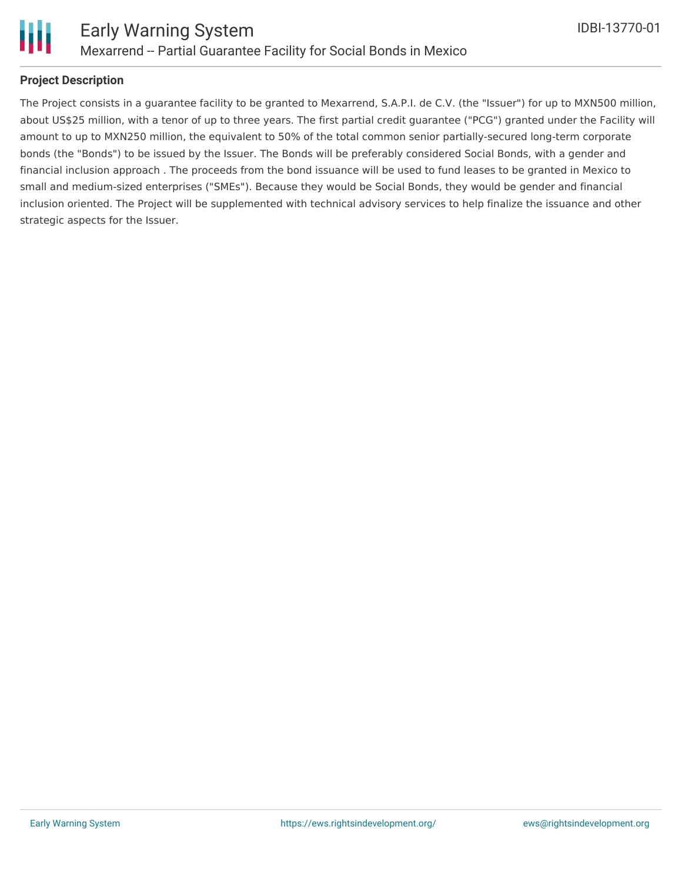## Project Description

The Project consists in a guarantee facility to be granted to Mexarrend, S.A.P.I. de C.V. (the "Issuer") for up to MXN500 million, about US$25 million, with a tenor of up to three years. The first partial credit guarantee ("PCG") granted under the Facility will amount to up to MXN250 million, the equivalent to 50% of the total common senior partially-secured long-term corporate bonds (the "Bonds") to be issued by the Issuer. The Bonds will be preferably considered Social Bonds, with a gender and financial inclusion approach . The proceeds from the bond issuance will be used to fund leases to be granted in Mexico to small and medium-sized enterprises ("SMEs"). Because they would be Social Bonds, they would be gender and financial inclusion oriented. The Project will be supplemented with technical advisory services to help finalize the issuance and other strategic aspects for the Issuer.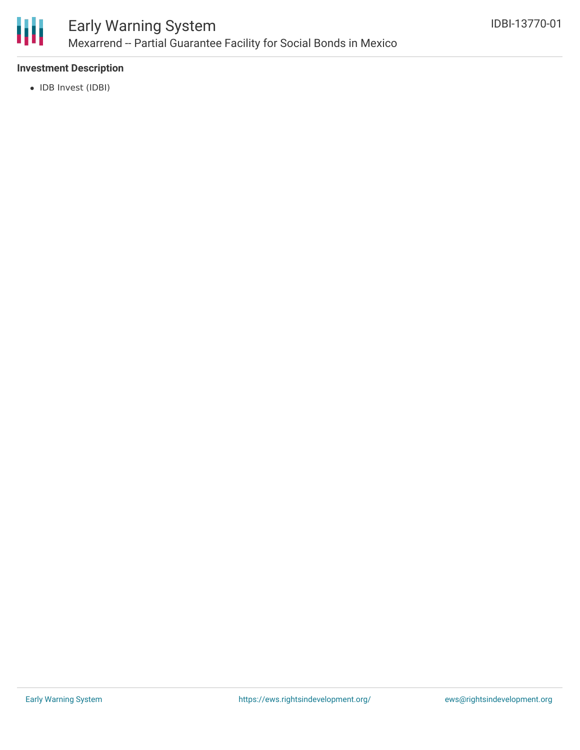### Investment Description

- IDB Invest (IDBI)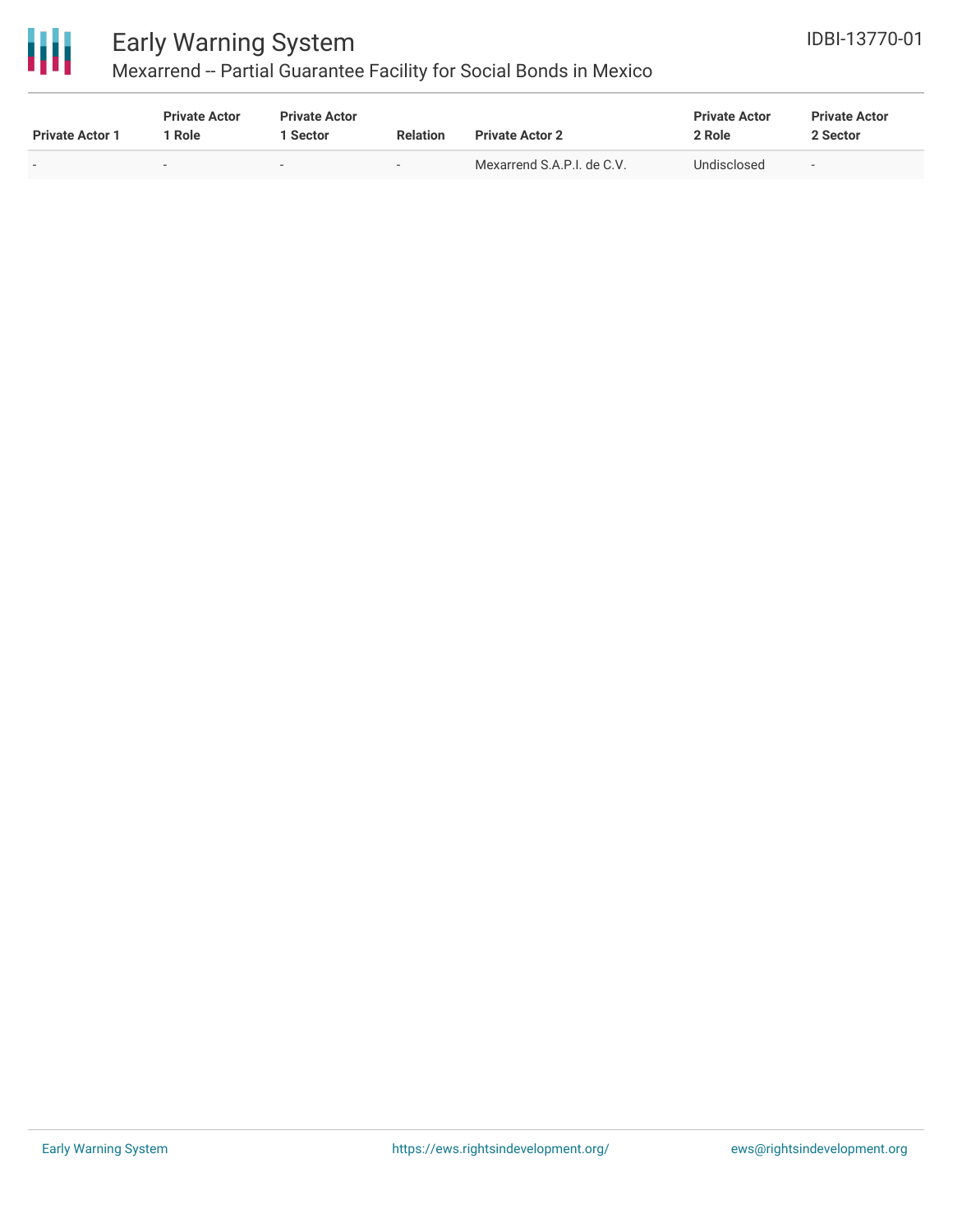| Private Actor 1 | Private Actor 1 Role | Private Actor 1 Sector | Relation | Private Actor 2 | Private Actor 2 Role | Private Actor 2 Sector |
|---|---|---|---|---|---|---|
| - | - | - | - | Mexarrend S.A.P.I. de C.V. | Undisclosed | - |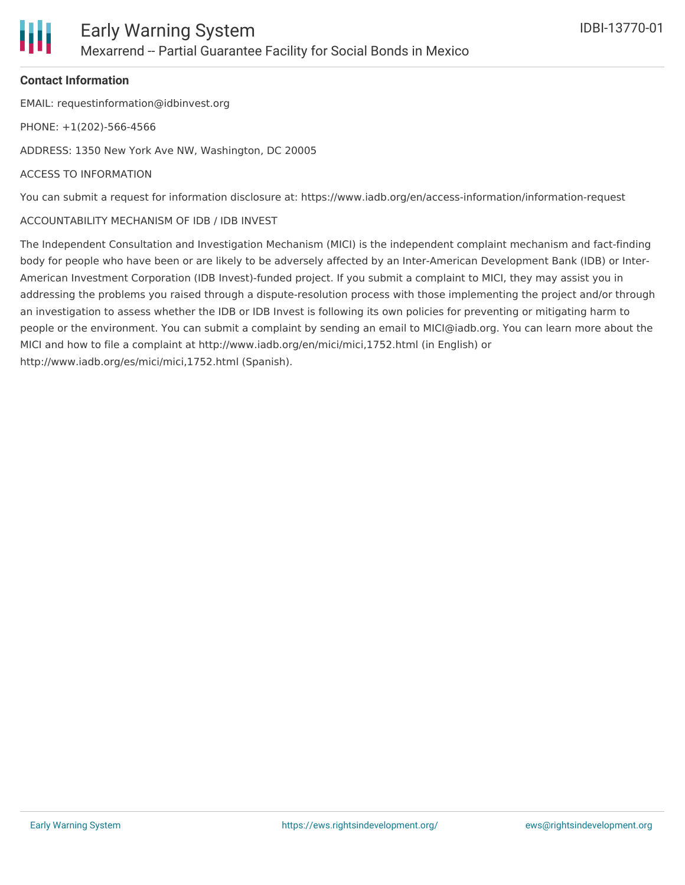**Contact Information**

EMAIL: requestinformation@idbinvest.org

PHONE: +1(202)-566-4566

ADDRESS: 1350 New York Ave NW, Washington, DC 20005

ACCESS TO INFORMATION

You can submit a request for information disclosure at: https://www.iadb.org/en/access-information/information-request

ACCOUNTABILITY MECHANISM OF IDB / IDB INVEST

The Independent Consultation and Investigation Mechanism (MICI) is the independent complaint mechanism and fact-finding body for people who have been or are likely to be adversely affected by an Inter-American Development Bank (IDB) or Inter-American Investment Corporation (IDB Invest)-funded project. If you submit a complaint to MICI, they may assist you in addressing the problems you raised through a dispute-resolution process with those implementing the project and/or through an investigation to assess whether the IDB or IDB Invest is following its own policies for preventing or mitigating harm to people or the environment. You can submit a complaint by sending an email to MICI@iadb.org. You can learn more about the MICI and how to file a complaint at http://www.iadb.org/en/mici/mici,1752.html (in English) or http://www.iadb.org/es/mici/mici,1752.html (Spanish).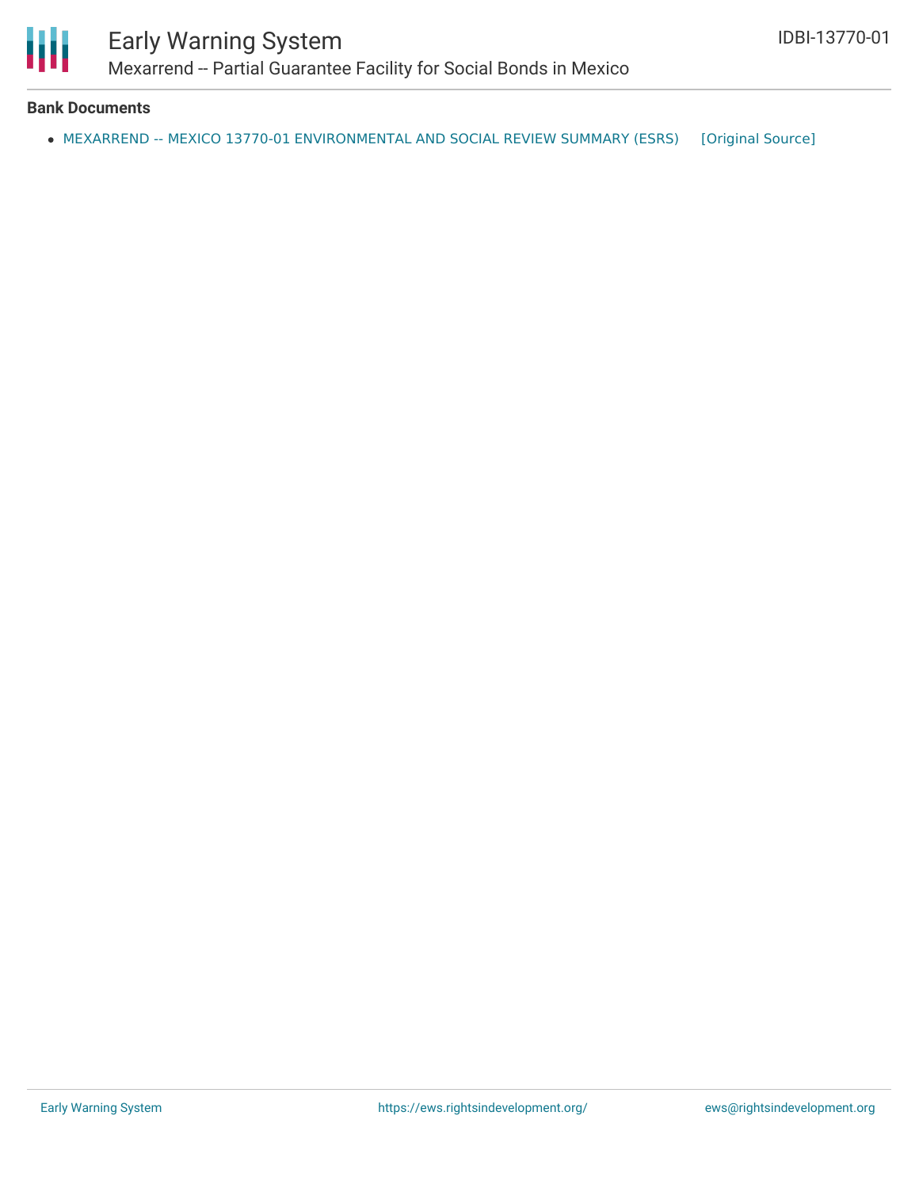**Bank Documents**

- MEXARREND -- MEXICO 13770-01 ENVIRONMENTAL AND SOCIAL REVIEW SUMMARY (ESRS) [Original Source]